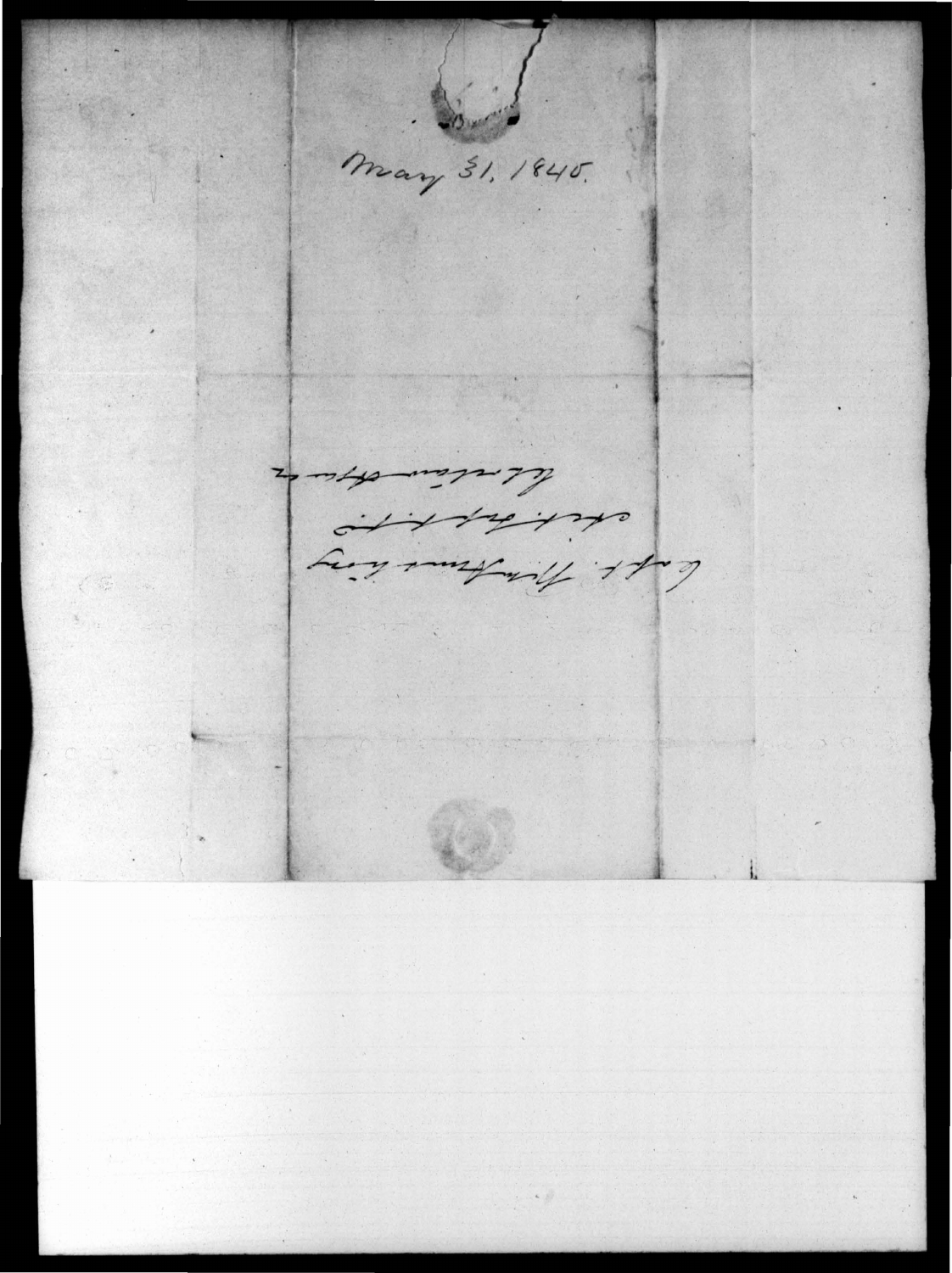May 31, 1845.

Capt. Wm Armstrong
Act. Supt. W. T.
Choctaw Agency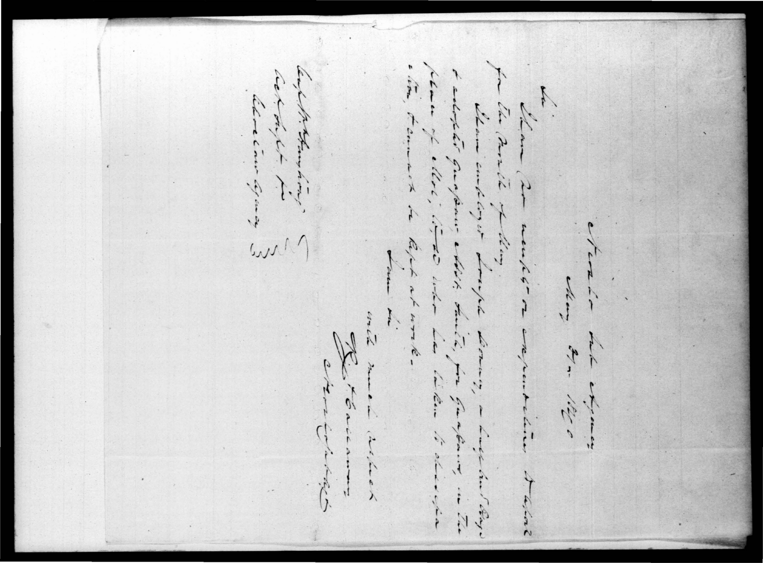Surgeon General's Office
May 27th 1870

Sir

I have the honor to acknowledge the receipt of

for the Board of

[remainder of the letter body is illegible]

Very respectfully
Your obedient servant
J. K. Barnes
Surgeon General